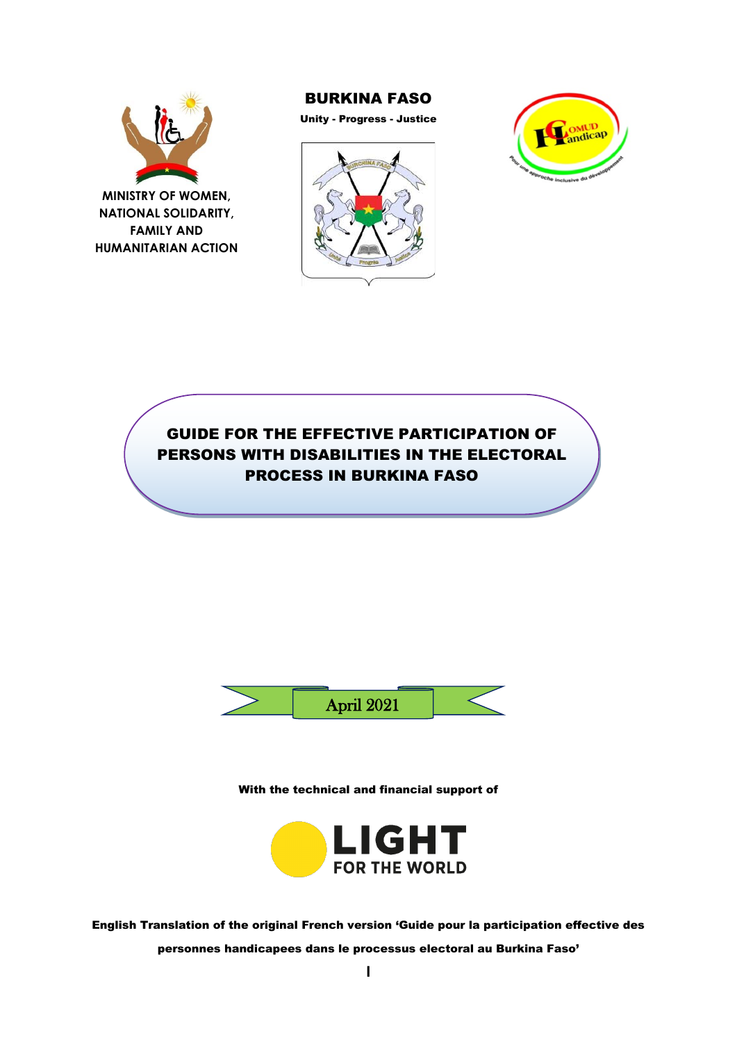**MINISTRY OF WOMEN, NATIONAL SOLIDARITY, FAMILY AND HUMANITARIAN ACTION**

**BURKINA FASO**

**Unity - Progress - Justice**

# GUIDE FOR THE EFFECTIVE PARTICIPATION OF PERSONS WITH DISABILITIES IN THE ELECTORAL PROCESS IN BURKINA FASO

April 2021

**With the technical and financial support of**

LIGHT FOR THE WORLD

**English Translation of the original French version 'Guide pour la participation effective des personnes handicapees dans le processus electoral au Burkina Faso'**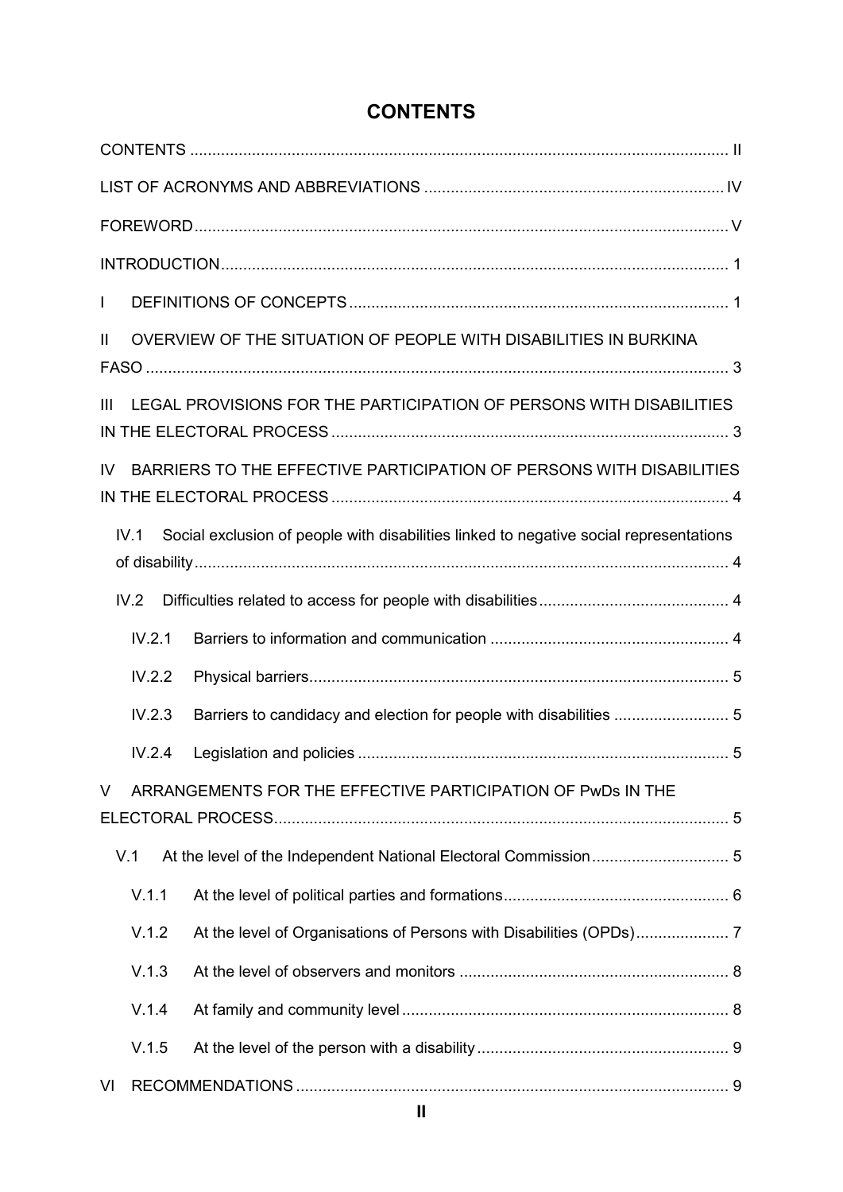# CONTENTS

CONTENTS ..... II

LIST OF ACRONYMS AND ABBREVIATIONS ..... IV

FOREWORD ..... V

INTRODUCTION ..... 1

I DEFINITIONS OF CONCEPTS ..... 1

II OVERVIEW OF THE SITUATION OF PEOPLE WITH DISABILITIES IN BURKINA FASO ..... 3

III LEGAL PROVISIONS FOR THE PARTICIPATION OF PERSONS WITH DISABILITIES IN THE ELECTORAL PROCESS ..... 3

IV BARRIERS TO THE EFFECTIVE PARTICIPATION OF PERSONS WITH DISABILITIES IN THE ELECTORAL PROCESS ..... 4

- IV.1 Social exclusion of people with disabilities linked to negative social representations of disability ..... 4
- IV.2 Difficulties related to access for people with disabilities ..... 4
  - IV.2.1 Barriers to information and communication ..... 4
  - IV.2.2 Physical barriers ..... 5
  - IV.2.3 Barriers to candidacy and election for people with disabilities ..... 5
  - IV.2.4 Legislation and policies ..... 5

V ARRANGEMENTS FOR THE EFFECTIVE PARTICIPATION OF PwDs IN THE ELECTORAL PROCESS ..... 5

- V.1 At the level of the Independent National Electoral Commission ..... 5
  - V.1.1 At the level of political parties and formations ..... 6
  - V.1.2 At the level of Organisations of Persons with Disabilities (OPDs) ..... 7
  - V.1.3 At the level of observers and monitors ..... 8
  - V.1.4 At family and community level ..... 8
  - V.1.5 At the level of the person with a disability ..... 9

VI RECOMMENDATIONS ..... 9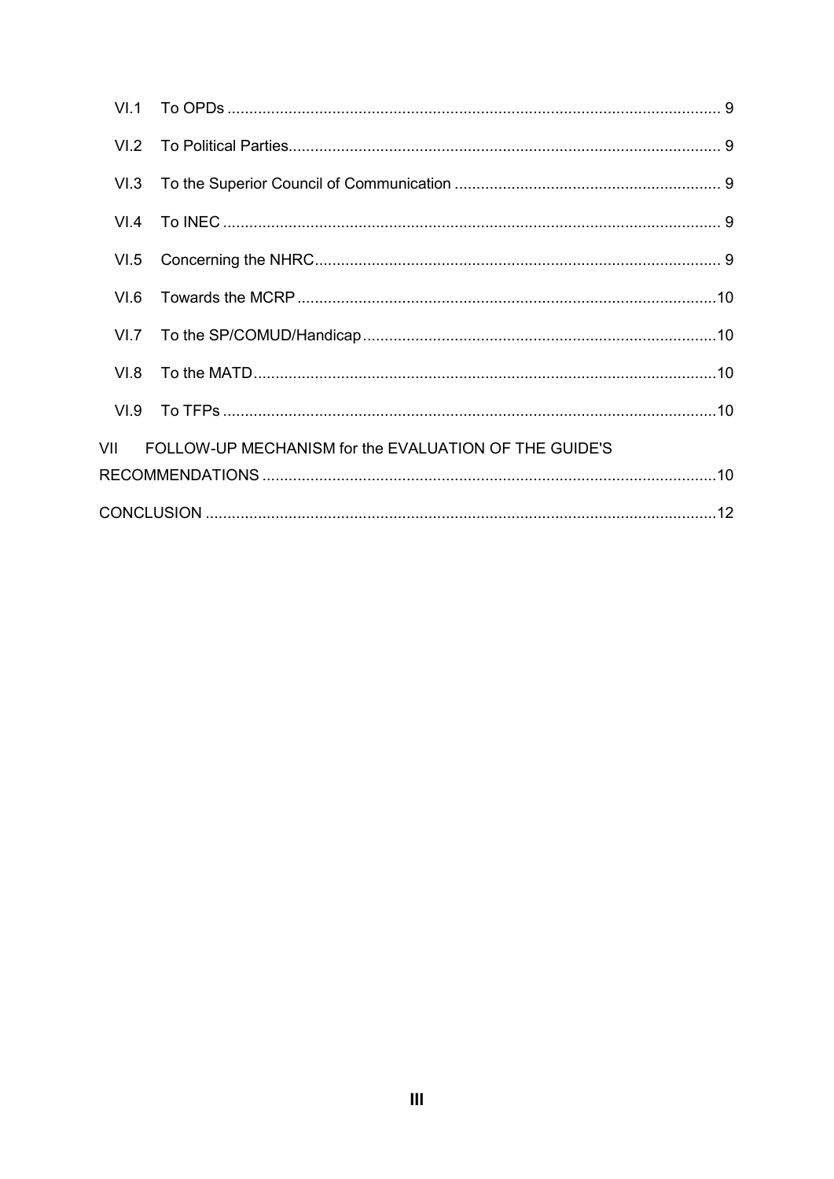- VI.1 To OPDs ..... 9
- VI.2 To Political Parties..... 9
- VI.3 To the Superior Council of Communication ..... 9
- VI.4 To INEC ..... 9
- VI.5 Concerning the NHRC..... 9
- VI.6 Towards the MCRP ..... 10
- VI.7 To the SP/COMUD/Handicap..... 10
- VI.8 To the MATD..... 10
- VI.9 To TFPs ..... 10

VII FOLLOW-UP MECHANISM for the EVALUATION OF THE GUIDE'S RECOMMENDATIONS ..... 10

CONCLUSION ..... 12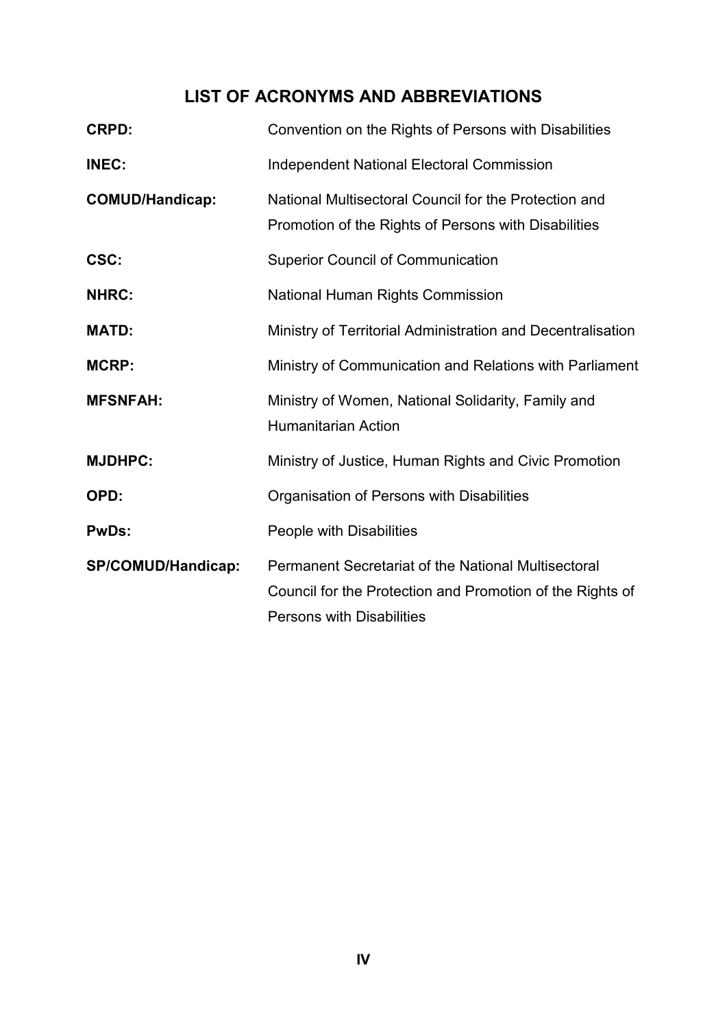## LIST OF ACRONYMS AND ABBREVIATIONS

| | |
|---|---|
| **CRPD:** | Convention on the Rights of Persons with Disabilities |
| **INEC:** | Independent National Electoral Commission |
| **COMUD/Handicap:** | National Multisectoral Council for the Protection and Promotion of the Rights of Persons with Disabilities |
| **CSC:** | Superior Council of Communication |
| **NHRC:** | National Human Rights Commission |
| **MATD:** | Ministry of Territorial Administration and Decentralisation |
| **MCRP:** | Ministry of Communication and Relations with Parliament |
| **MFSNFAH:** | Ministry of Women, National Solidarity, Family and Humanitarian Action |
| **MJDHPC:** | Ministry of Justice, Human Rights and Civic Promotion |
| **OPD:** | Organisation of Persons with Disabilities |
| **PwDs:** | People with Disabilities |
| **SP/COMUD/Handicap:** | Permanent Secretariat of the National Multisectoral Council for the Protection and Promotion of the Rights of Persons with Disabilities |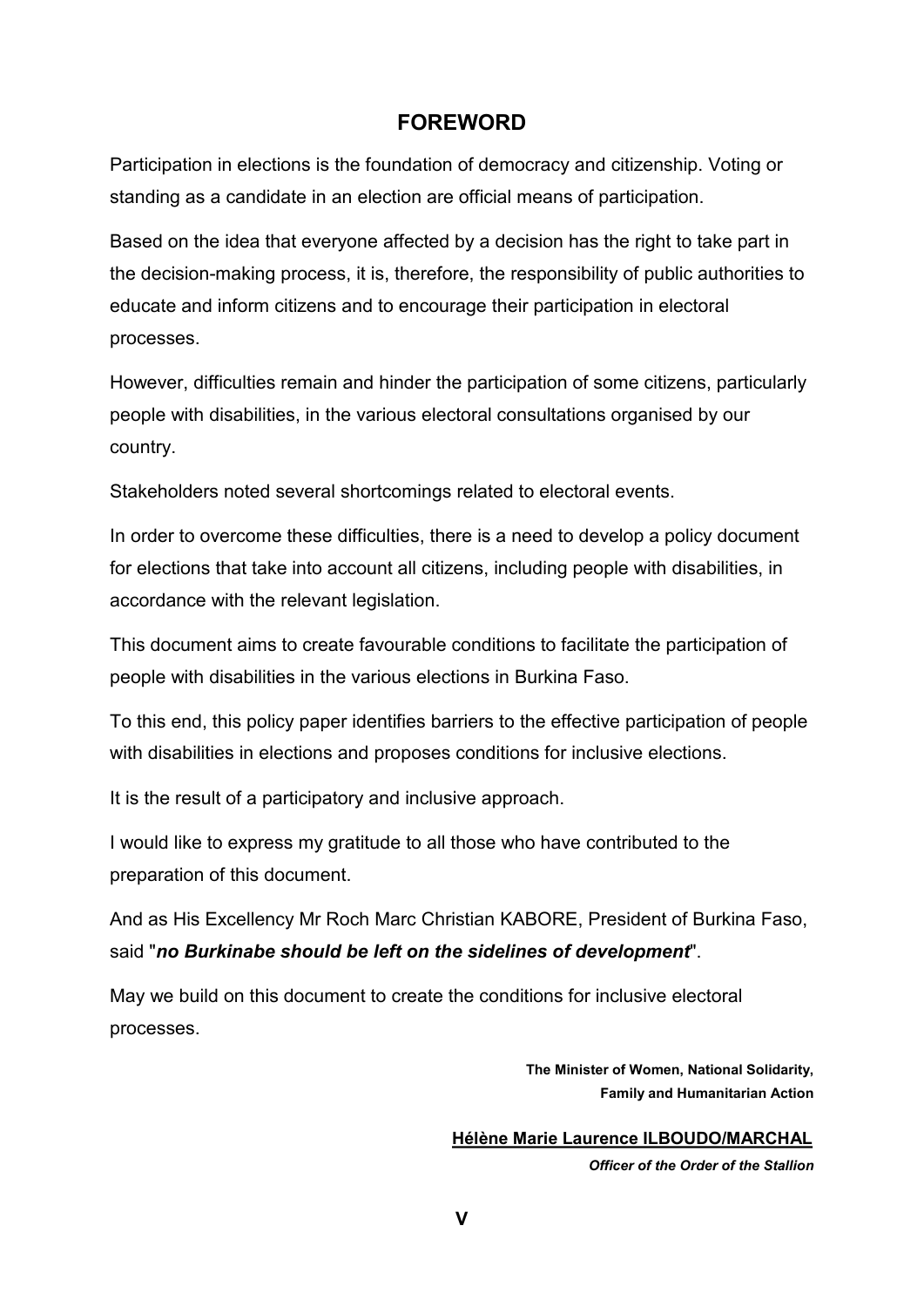# FOREWORD

Participation in elections is the foundation of democracy and citizenship. Voting or standing as a candidate in an election are official means of participation.

Based on the idea that everyone affected by a decision has the right to take part in the decision-making process, it is, therefore, the responsibility of public authorities to educate and inform citizens and to encourage their participation in electoral processes.

However, difficulties remain and hinder the participation of some citizens, particularly people with disabilities, in the various electoral consultations organised by our country.

Stakeholders noted several shortcomings related to electoral events.

In order to overcome these difficulties, there is a need to develop a policy document for elections that take into account all citizens, including people with disabilities, in accordance with the relevant legislation.

This document aims to create favourable conditions to facilitate the participation of people with disabilities in the various elections in Burkina Faso.

To this end, this policy paper identifies barriers to the effective participation of people with disabilities in elections and proposes conditions for inclusive elections.

It is the result of a participatory and inclusive approach.

I would like to express my gratitude to all those who have contributed to the preparation of this document.

And as His Excellency Mr Roch Marc Christian KABORE, President of Burkina Faso, said "***no Burkinabe should be left on the sidelines of development***".

May we build on this document to create the conditions for inclusive electoral processes.

**The Minister of Women, National Solidarity, Family and Humanitarian Action**

**Hélène Marie Laurence ILBOUDO/MARCHAL**

***Officer of the Order of the Stallion***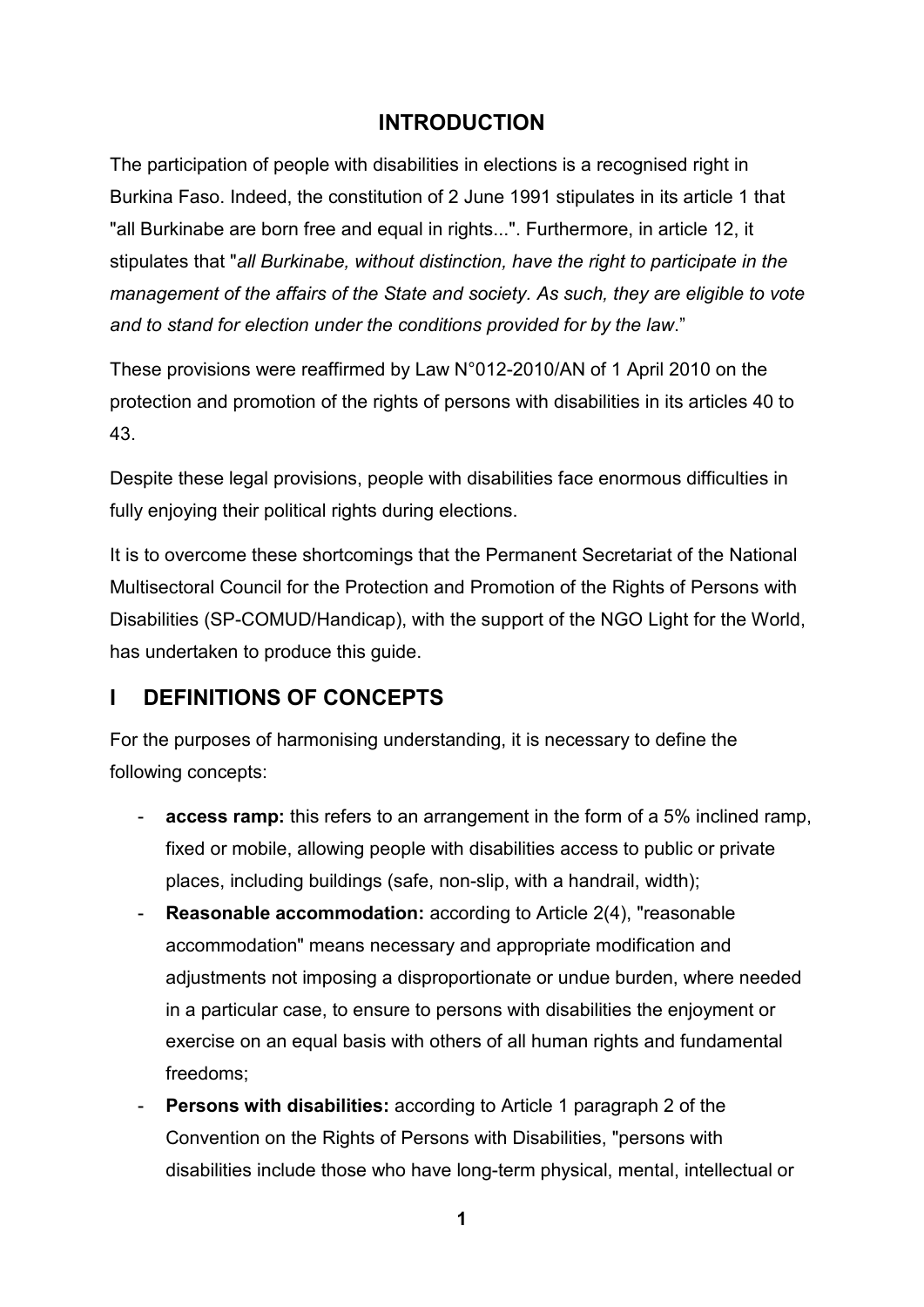## INTRODUCTION

The participation of people with disabilities in elections is a recognised right in Burkina Faso. Indeed, the constitution of 2 June 1991 stipulates in its article 1 that "all Burkinabe are born free and equal in rights...". Furthermore, in article 12, it stipulates that "*all Burkinabe, without distinction, have the right to participate in the management of the affairs of the State and society. As such, they are eligible to vote and to stand for election under the conditions provided for by the law*."

These provisions were reaffirmed by Law N°012-2010/AN of 1 April 2010 on the protection and promotion of the rights of persons with disabilities in its articles 40 to 43.

Despite these legal provisions, people with disabilities face enormous difficulties in fully enjoying their political rights during elections.

It is to overcome these shortcomings that the Permanent Secretariat of the National Multisectoral Council for the Protection and Promotion of the Rights of Persons with Disabilities (SP-COMUD/Handicap), with the support of the NGO Light for the World, has undertaken to produce this guide.

## I DEFINITIONS OF CONCEPTS

For the purposes of harmonising understanding, it is necessary to define the following concepts:

- **access ramp:** this refers to an arrangement in the form of a 5% inclined ramp, fixed or mobile, allowing people with disabilities access to public or private places, including buildings (safe, non-slip, with a handrail, width);
- **Reasonable accommodation:** according to Article 2(4), "reasonable accommodation" means necessary and appropriate modification and adjustments not imposing a disproportionate or undue burden, where needed in a particular case, to ensure to persons with disabilities the enjoyment or exercise on an equal basis with others of all human rights and fundamental freedoms;
- **Persons with disabilities:** according to Article 1 paragraph 2 of the Convention on the Rights of Persons with Disabilities, "persons with disabilities include those who have long-term physical, mental, intellectual or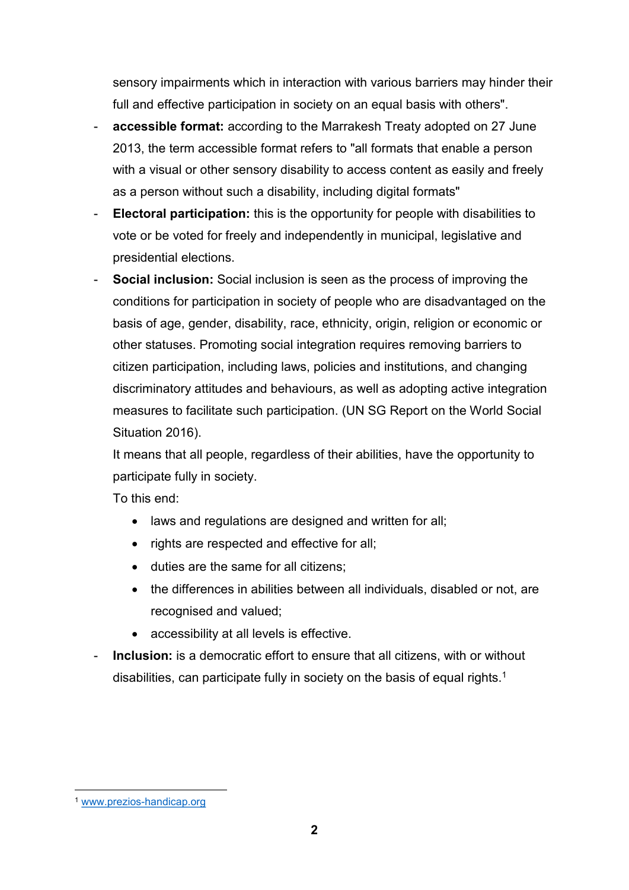sensory impairments which in interaction with various barriers may hinder their full and effective participation in society on an equal basis with others".

- **accessible format:** according to the Marrakesh Treaty adopted on 27 June 2013, the term accessible format refers to "all formats that enable a person with a visual or other sensory disability to access content as easily and freely as a person without such a disability, including digital formats"
- **Electoral participation:** this is the opportunity for people with disabilities to vote or be voted for freely and independently in municipal, legislative and presidential elections.
- **Social inclusion:** Social inclusion is seen as the process of improving the conditions for participation in society of people who are disadvantaged on the basis of age, gender, disability, race, ethnicity, origin, religion or economic or other statuses. Promoting social integration requires removing barriers to citizen participation, including laws, policies and institutions, and changing discriminatory attitudes and behaviours, as well as adopting active integration measures to facilitate such participation. (UN SG Report on the World Social Situation 2016).

  It means that all people, regardless of their abilities, have the opportunity to participate fully in society.

  To this end:

  - laws and regulations are designed and written for all;
  - rights are respected and effective for all;
  - duties are the same for all citizens;
  - the differences in abilities between all individuals, disabled or not, are recognised and valued;
  - accessibility at all levels is effective.
- **Inclusion:** is a democratic effort to ensure that all citizens, with or without disabilities, can participate fully in society on the basis of equal rights.[1]

[1] www.prezios-handicap.org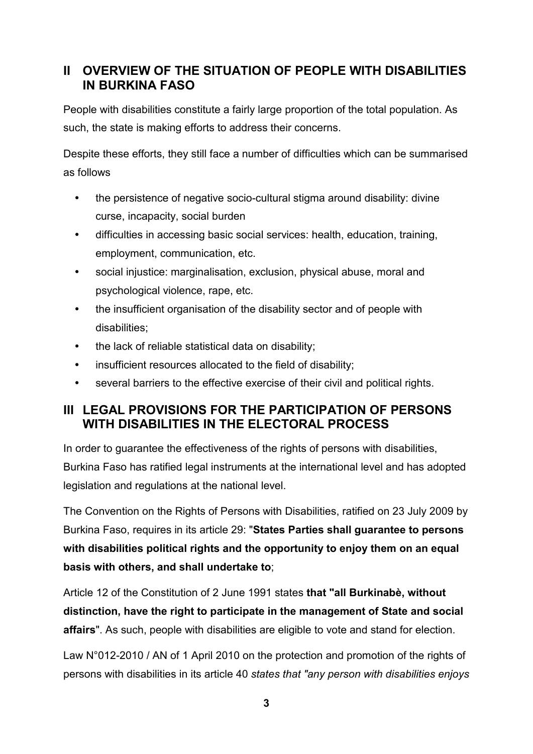## II OVERVIEW OF THE SITUATION OF PEOPLE WITH DISABILITIES IN BURKINA FASO

People with disabilities constitute a fairly large proportion of the total population. As such, the state is making efforts to address their concerns.

Despite these efforts, they still face a number of difficulties which can be summarised as follows

- the persistence of negative socio-cultural stigma around disability: divine curse, incapacity, social burden
- difficulties in accessing basic social services: health, education, training, employment, communication, etc.
- social injustice: marginalisation, exclusion, physical abuse, moral and psychological violence, rape, etc.
- the insufficient organisation of the disability sector and of people with disabilities;
- the lack of reliable statistical data on disability;
- insufficient resources allocated to the field of disability;
- several barriers to the effective exercise of their civil and political rights.

## III LEGAL PROVISIONS FOR THE PARTICIPATION OF PERSONS WITH DISABILITIES IN THE ELECTORAL PROCESS

In order to guarantee the effectiveness of the rights of persons with disabilities, Burkina Faso has ratified legal instruments at the international level and has adopted legislation and regulations at the national level.

The Convention on the Rights of Persons with Disabilities, ratified on 23 July 2009 by Burkina Faso, requires in its article 29: "**States Parties shall guarantee to persons with disabilities political rights and the opportunity to enjoy them on an equal basis with others, and shall undertake to**;

Article 12 of the Constitution of 2 June 1991 states **that "all Burkinabè, without distinction, have the right to participate in the management of State and social affairs**". As such, people with disabilities are eligible to vote and stand for election.

Law N°012-2010 / AN of 1 April 2010 on the protection and promotion of the rights of persons with disabilities in its article 40 *states that "any person with disabilities enjoys*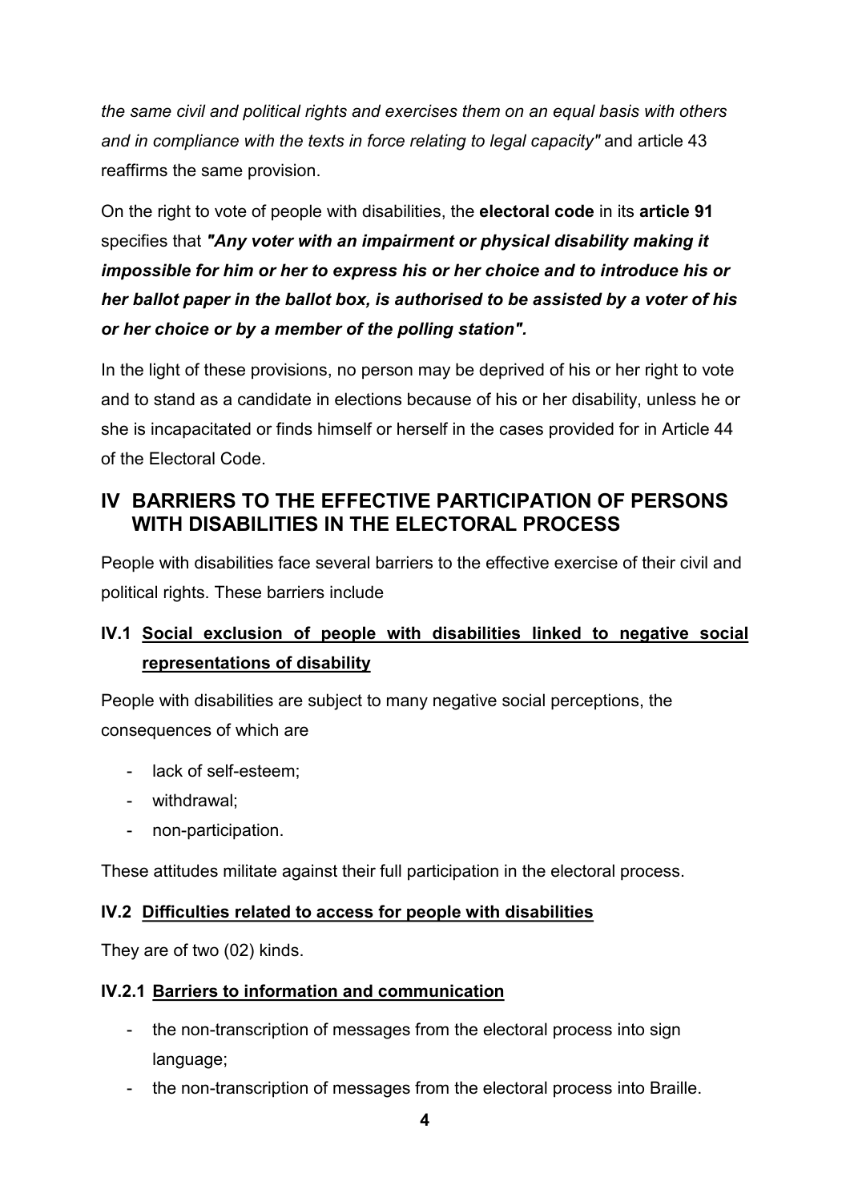*the same civil and political rights and exercises them on an equal basis with others and in compliance with the texts in force relating to legal capacity"* and article 43 reaffirms the same provision.

On the right to vote of people with disabilities, the **electoral code** in its **article 91** specifies that ***"Any voter with an impairment or physical disability making it impossible for him or her to express his or her choice and to introduce his or her ballot paper in the ballot box, is authorised to be assisted by a voter of his or her choice or by a member of the polling station".***

In the light of these provisions, no person may be deprived of his or her right to vote and to stand as a candidate in elections because of his or her disability, unless he or she is incapacitated or finds himself or herself in the cases provided for in Article 44 of the Electoral Code.

## IV BARRIERS TO THE EFFECTIVE PARTICIPATION OF PERSONS WITH DISABILITIES IN THE ELECTORAL PROCESS

People with disabilities face several barriers to the effective exercise of their civil and political rights. These barriers include

### IV.1 Social exclusion of people with disabilities linked to negative social representations of disability

People with disabilities are subject to many negative social perceptions, the consequences of which are

- lack of self-esteem;
- withdrawal;
- non-participation.

These attitudes militate against their full participation in the electoral process.

### IV.2 Difficulties related to access for people with disabilities

They are of two (02) kinds.

#### IV.2.1 Barriers to information and communication

- the non-transcription of messages from the electoral process into sign language;
- the non-transcription of messages from the electoral process into Braille.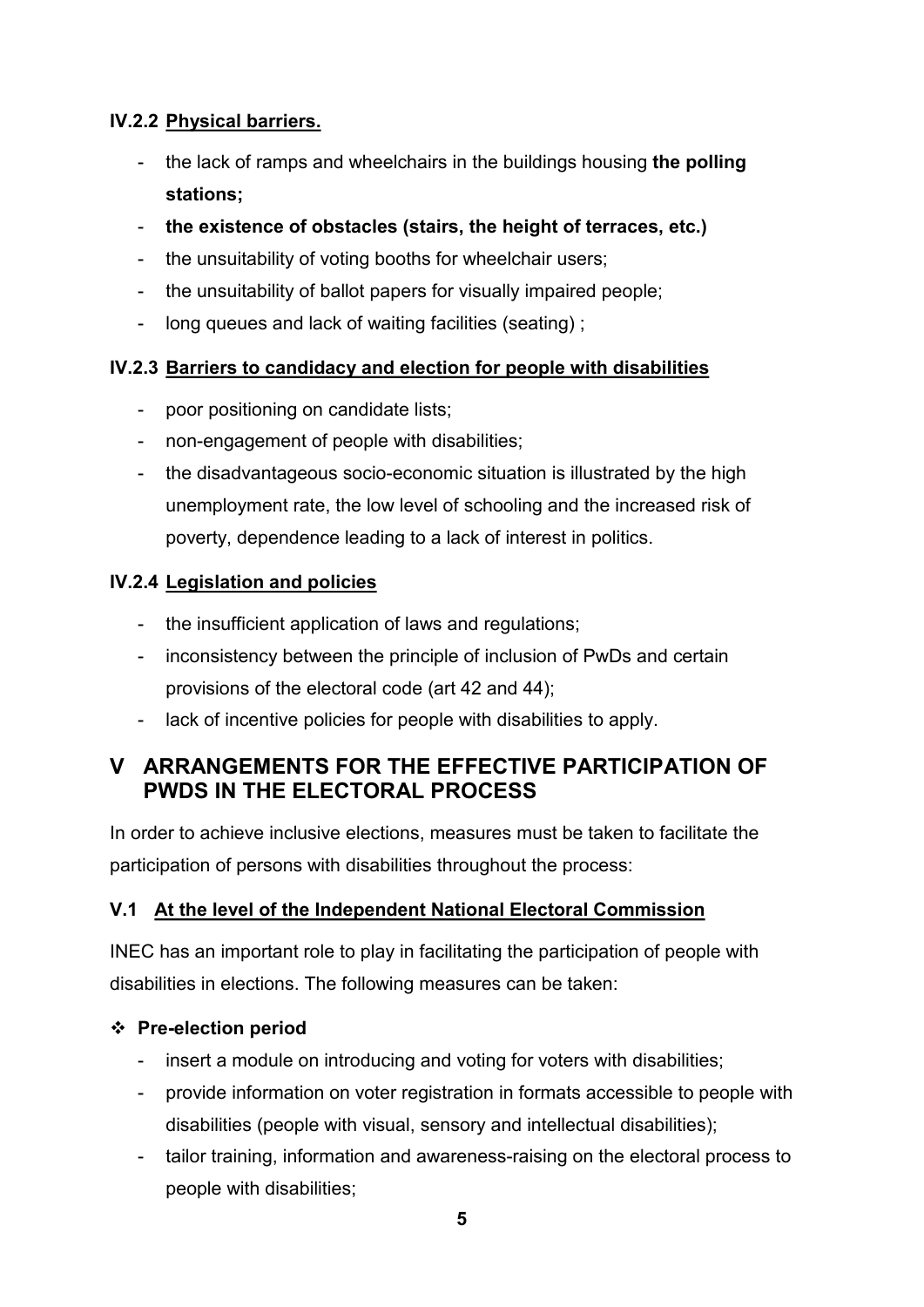### IV.2.2 <u>Physical barriers.</u>

- the lack of ramps and wheelchairs in the buildings housing **the polling stations;**
- **the existence of obstacles (stairs, the height of terraces, etc.)**
- the unsuitability of voting booths for wheelchair users;
- the unsuitability of ballot papers for visually impaired people;
- long queues and lack of waiting facilities (seating) ;

### IV.2.3 <u>Barriers to candidacy and election for people with disabilities</u>

- poor positioning on candidate lists;
- non-engagement of people with disabilities;
- the disadvantageous socio-economic situation is illustrated by the high unemployment rate, the low level of schooling and the increased risk of poverty, dependence leading to a lack of interest in politics.

### IV.2.4 <u>Legislation and policies</u>

- the insufficient application of laws and regulations;
- inconsistency between the principle of inclusion of PwDs and certain provisions of the electoral code (art 42 and 44);
- lack of incentive policies for people with disabilities to apply.

## V ARRANGEMENTS FOR THE EFFECTIVE PARTICIPATION OF PWDS IN THE ELECTORAL PROCESS

In order to achieve inclusive elections, measures must be taken to facilitate the participation of persons with disabilities throughout the process:

### V.1 <u>At the level of the Independent National Electoral Commission</u>

INEC has an important role to play in facilitating the participation of people with disabilities in elections. The following measures can be taken:

❖ **Pre-election period**

- insert a module on introducing and voting for voters with disabilities;
- provide information on voter registration in formats accessible to people with disabilities (people with visual, sensory and intellectual disabilities);
- tailor training, information and awareness-raising on the electoral process to people with disabilities;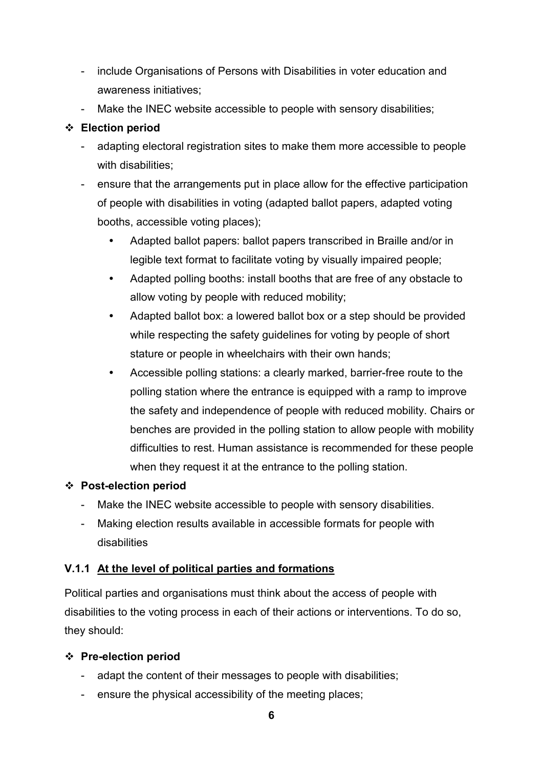- include Organisations of Persons with Disabilities in voter education and awareness initiatives;
- Make the INEC website accessible to people with sensory disabilities;

- **Election period**
  - adapting electoral registration sites to make them more accessible to people with disabilities;
  - ensure that the arrangements put in place allow for the effective participation of people with disabilities in voting (adapted ballot papers, adapted voting booths, accessible voting places);
    - Adapted ballot papers: ballot papers transcribed in Braille and/or in legible text format to facilitate voting by visually impaired people;
    - Adapted polling booths: install booths that are free of any obstacle to allow voting by people with reduced mobility;
    - Adapted ballot box: a lowered ballot box or a step should be provided while respecting the safety guidelines for voting by people of short stature or people in wheelchairs with their own hands;
    - Accessible polling stations: a clearly marked, barrier-free route to the polling station where the entrance is equipped with a ramp to improve the safety and independence of people with reduced mobility. Chairs or benches are provided in the polling station to allow people with mobility difficulties to rest. Human assistance is recommended for these people when they request it at the entrance to the polling station.

- **Post-election period**
  - Make the INEC website accessible to people with sensory disabilities.
  - Making election results available in accessible formats for people with disabilities

### V.1.1 <u>At the level of political parties and formations</u>

Political parties and organisations must think about the access of people with disabilities to the voting process in each of their actions or interventions. To do so, they should:

- **Pre-election period**
  - adapt the content of their messages to people with disabilities;
  - ensure the physical accessibility of the meeting places;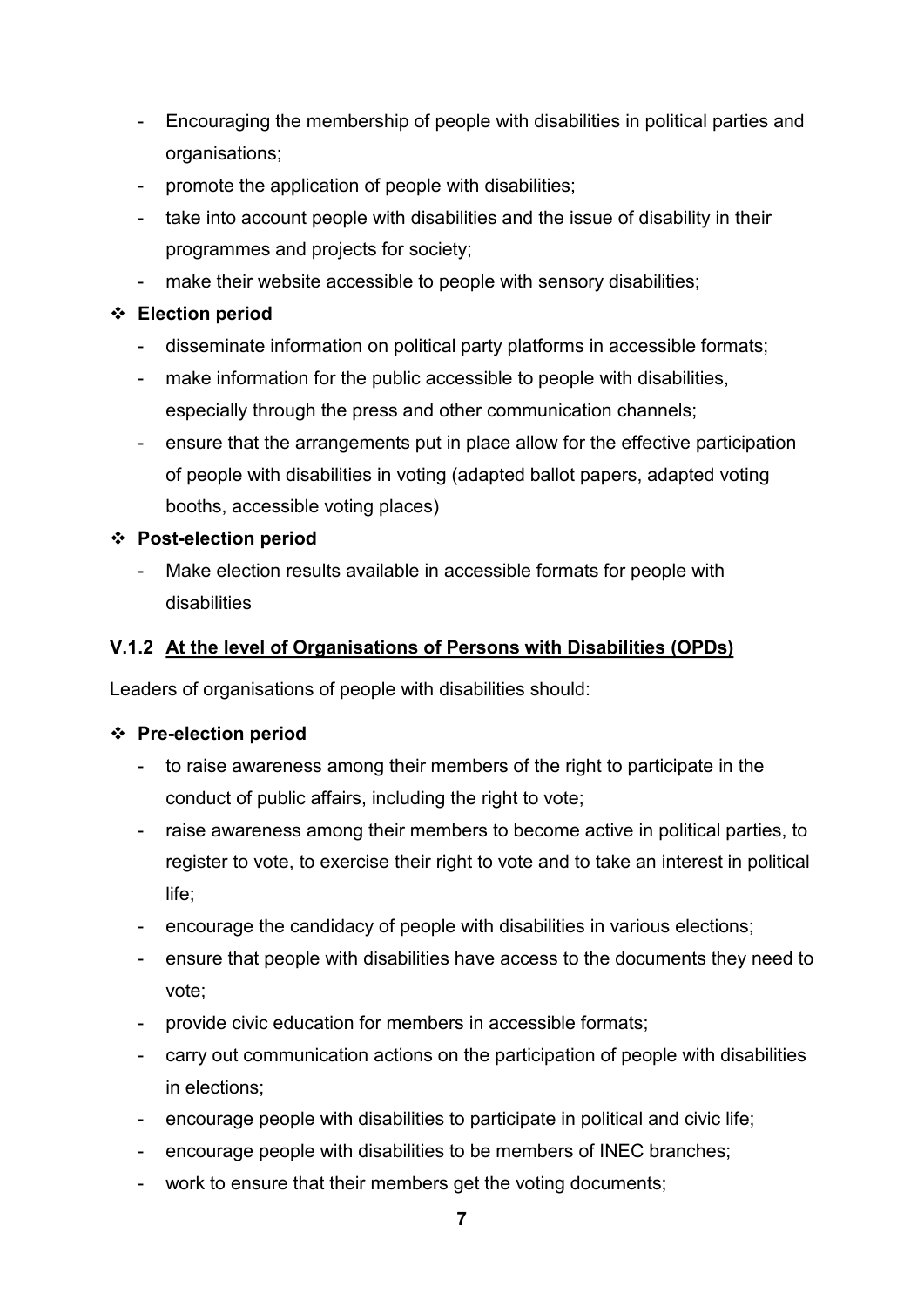- Encouraging the membership of people with disabilities in political parties and organisations;
- promote the application of people with disabilities;
- take into account people with disabilities and the issue of disability in their programmes and projects for society;
- make their website accessible to people with sensory disabilities;

❖ **Election period**

- disseminate information on political party platforms in accessible formats;
- make information for the public accessible to people with disabilities, especially through the press and other communication channels;
- ensure that the arrangements put in place allow for the effective participation of people with disabilities in voting (adapted ballot papers, adapted voting booths, accessible voting places)

❖ **Post-election period**

- Make election results available in accessible formats for people with disabilities

#### V.1.2 <u>At the level of Organisations of Persons with Disabilities (OPDs)</u>

Leaders of organisations of people with disabilities should:

❖ **Pre-election period**

- to raise awareness among their members of the right to participate in the conduct of public affairs, including the right to vote;
- raise awareness among their members to become active in political parties, to register to vote, to exercise their right to vote and to take an interest in political life;
- encourage the candidacy of people with disabilities in various elections;
- ensure that people with disabilities have access to the documents they need to vote;
- provide civic education for members in accessible formats;
- carry out communication actions on the participation of people with disabilities in elections;
- encourage people with disabilities to participate in political and civic life;
- encourage people with disabilities to be members of INEC branches;
- work to ensure that their members get the voting documents;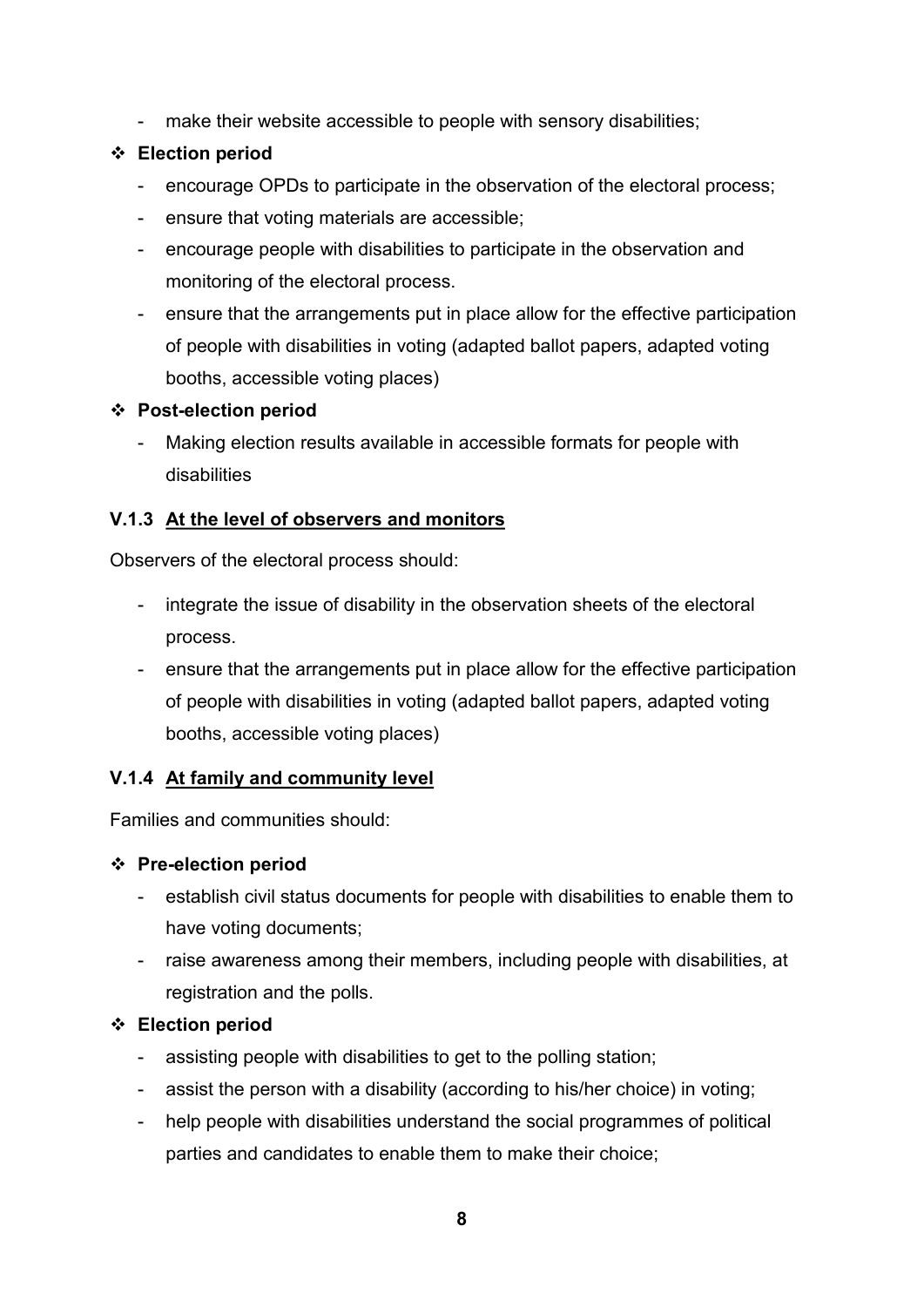- make their website accessible to people with sensory disabilities;

❖ **Election period**

- encourage OPDs to participate in the observation of the electoral process;
- ensure that voting materials are accessible;
- encourage people with disabilities to participate in the observation and monitoring of the electoral process.
- ensure that the arrangements put in place allow for the effective participation of people with disabilities in voting (adapted ballot papers, adapted voting booths, accessible voting places)

❖ **Post-election period**

- Making election results available in accessible formats for people with disabilities

### V.1.3 <u>At the level of observers and monitors</u>

Observers of the electoral process should:

- integrate the issue of disability in the observation sheets of the electoral process.
- ensure that the arrangements put in place allow for the effective participation of people with disabilities in voting (adapted ballot papers, adapted voting booths, accessible voting places)

### V.1.4 <u>At family and community level</u>

Families and communities should:

❖ **Pre-election period**

- establish civil status documents for people with disabilities to enable them to have voting documents;
- raise awareness among their members, including people with disabilities, at registration and the polls.

❖ **Election period**

- assisting people with disabilities to get to the polling station;
- assist the person with a disability (according to his/her choice) in voting;
- help people with disabilities understand the social programmes of political parties and candidates to enable them to make their choice;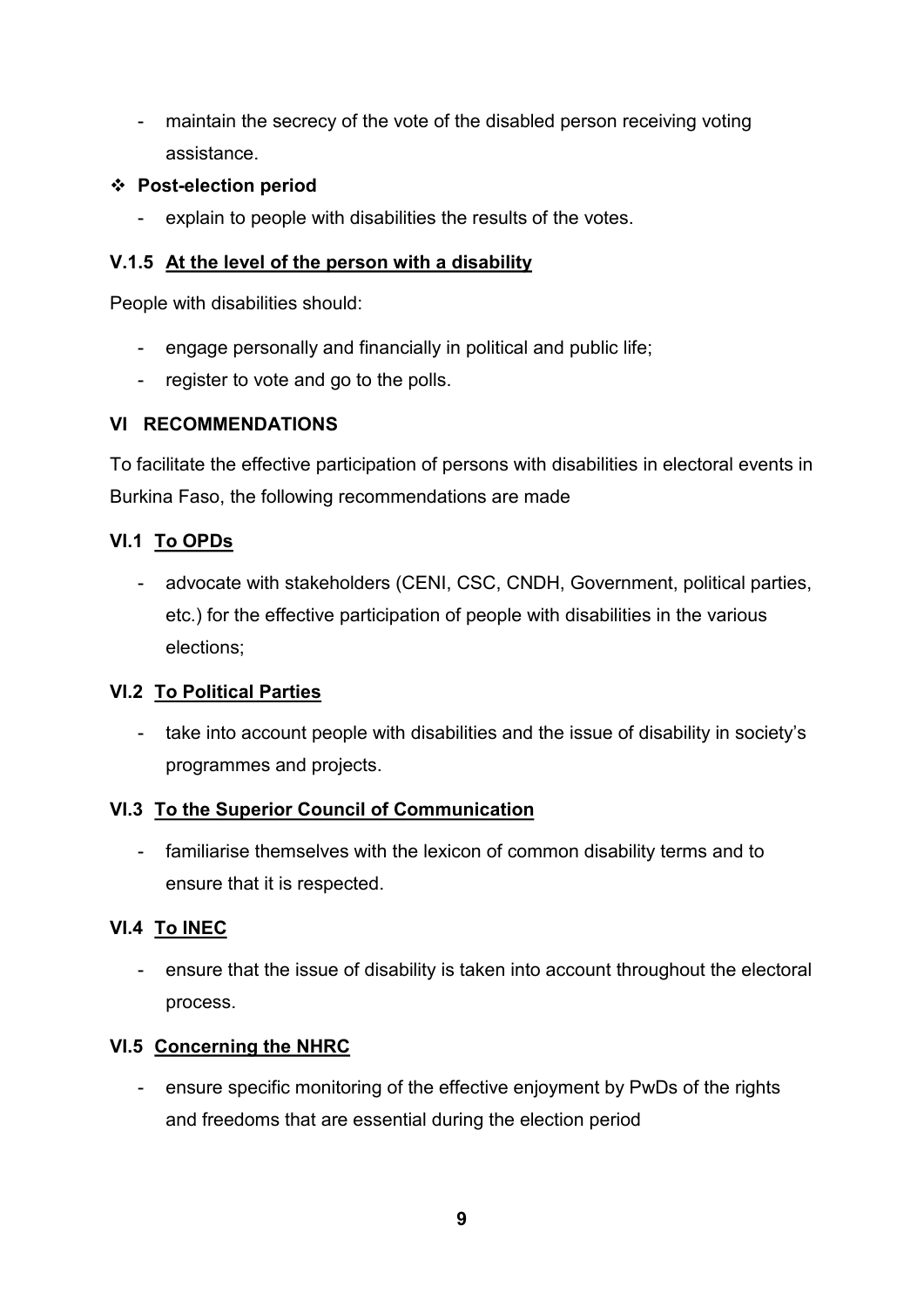- maintain the secrecy of the vote of the disabled person receiving voting assistance.

❖ **Post-election period**

- explain to people with disabilities the results of the votes.

### V.1.5 <u>At the level of the person with a disability</u>

People with disabilities should:

- engage personally and financially in political and public life;
- register to vote and go to the polls.

## VI RECOMMENDATIONS

To facilitate the effective participation of persons with disabilities in electoral events in Burkina Faso, the following recommendations are made

### VI.1 <u>To OPDs</u>

- advocate with stakeholders (CENI, CSC, CNDH, Government, political parties, etc.) for the effective participation of people with disabilities in the various elections;

### VI.2 <u>To Political Parties</u>

- take into account people with disabilities and the issue of disability in society's programmes and projects.

### VI.3 <u>To the Superior Council of Communication</u>

- familiarise themselves with the lexicon of common disability terms and to ensure that it is respected.

### VI.4 <u>To INEC</u>

- ensure that the issue of disability is taken into account throughout the electoral process.

### VI.5 <u>Concerning the NHRC</u>

- ensure specific monitoring of the effective enjoyment by PwDs of the rights and freedoms that are essential during the election period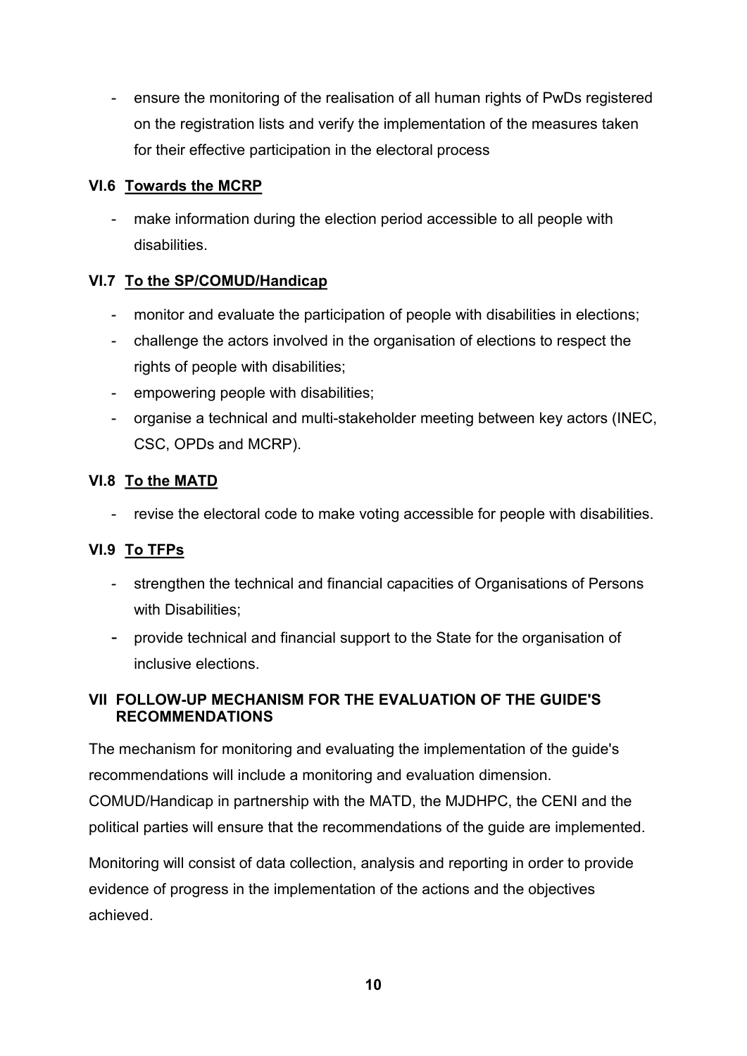- ensure the monitoring of the realisation of all human rights of PwDs registered on the registration lists and verify the implementation of the measures taken for their effective participation in the electoral process

### VI.6 Towards the MCRP

- make information during the election period accessible to all people with disabilities.

### VI.7 To the SP/COMUD/Handicap

- monitor and evaluate the participation of people with disabilities in elections;
- challenge the actors involved in the organisation of elections to respect the rights of people with disabilities;
- empowering people with disabilities;
- organise a technical and multi-stakeholder meeting between key actors (INEC, CSC, OPDs and MCRP).

### VI.8 To the MATD

- revise the electoral code to make voting accessible for people with disabilities.

### VI.9 To TFPs

- strengthen the technical and financial capacities of Organisations of Persons with Disabilities;
- provide technical and financial support to the State for the organisation of inclusive elections.

## VII FOLLOW-UP MECHANISM FOR THE EVALUATION OF THE GUIDE'S RECOMMENDATIONS

The mechanism for monitoring and evaluating the implementation of the guide's recommendations will include a monitoring and evaluation dimension. COMUD/Handicap in partnership with the MATD, the MJDHPC, the CENI and the political parties will ensure that the recommendations of the guide are implemented.

Monitoring will consist of data collection, analysis and reporting in order to provide evidence of progress in the implementation of the actions and the objectives achieved.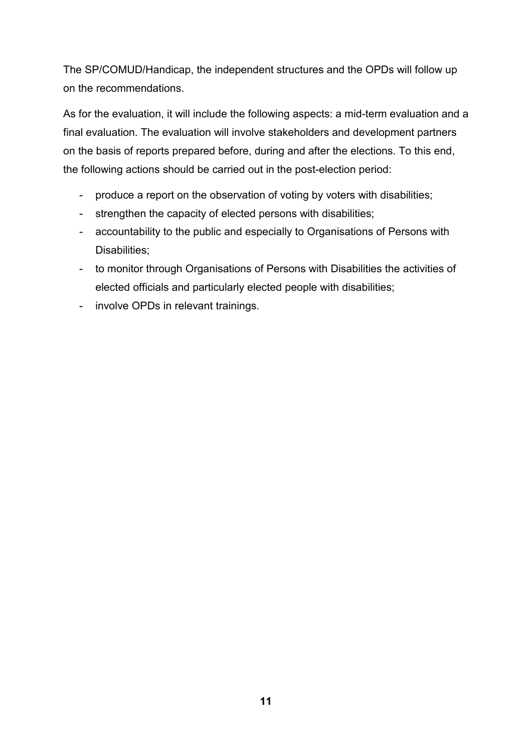The SP/COMUD/Handicap, the independent structures and the OPDs will follow up on the recommendations.

As for the evaluation, it will include the following aspects: a mid-term evaluation and a final evaluation. The evaluation will involve stakeholders and development partners on the basis of reports prepared before, during and after the elections. To this end, the following actions should be carried out in the post-election period:

- produce a report on the observation of voting by voters with disabilities;
- strengthen the capacity of elected persons with disabilities;
- accountability to the public and especially to Organisations of Persons with Disabilities;
- to monitor through Organisations of Persons with Disabilities the activities of elected officials and particularly elected people with disabilities;
- involve OPDs in relevant trainings.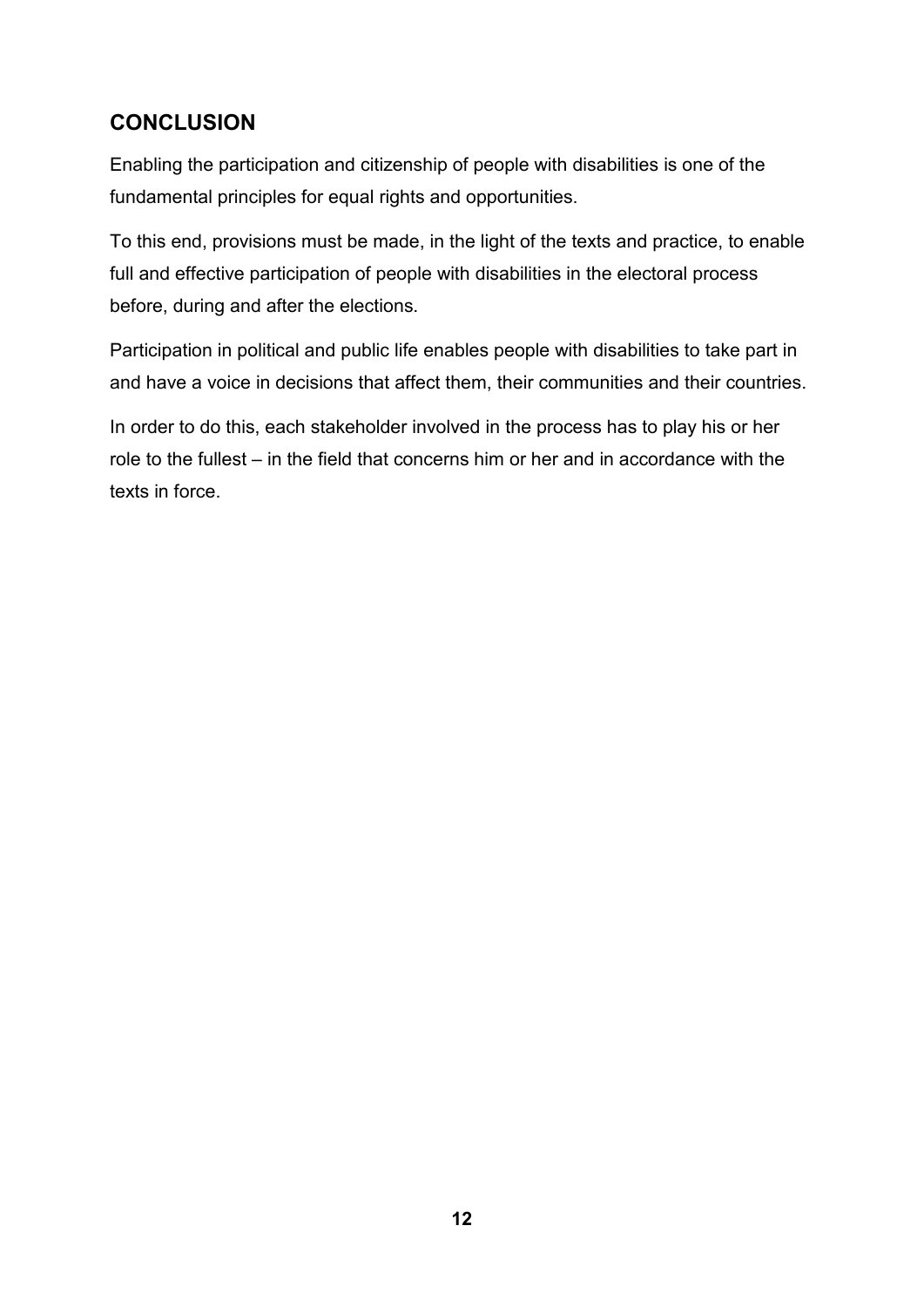## CONCLUSION

Enabling the participation and citizenship of people with disabilities is one of the fundamental principles for equal rights and opportunities.

To this end, provisions must be made, in the light of the texts and practice, to enable full and effective participation of people with disabilities in the electoral process before, during and after the elections.

Participation in political and public life enables people with disabilities to take part in and have a voice in decisions that affect them, their communities and their countries.

In order to do this, each stakeholder involved in the process has to play his or her role to the fullest – in the field that concerns him or her and in accordance with the texts in force.